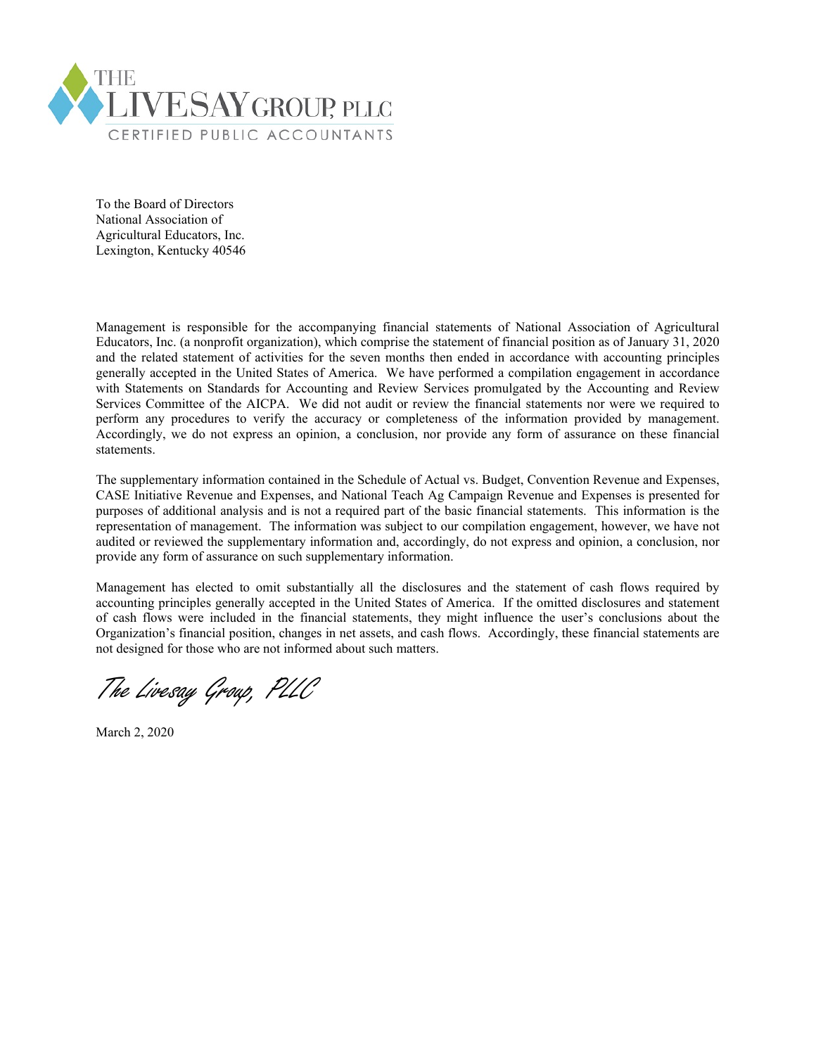THE LIVESAY GROUP, PLLC
CERTIFIED PUBLIC ACCOUNTANTS

To the Board of Directors
National Association of
Agricultural Educators, Inc.
Lexington, Kentucky 40546

Management is responsible for the accompanying financial statements of National Association of Agricultural Educators, Inc. (a nonprofit organization), which comprise the statement of financial position as of January 31, 2020 and the related statement of activities for the seven months then ended in accordance with accounting principles generally accepted in the United States of America. We have performed a compilation engagement in accordance with Statements on Standards for Accounting and Review Services promulgated by the Accounting and Review Services Committee of the AICPA. We did not audit or review the financial statements nor were we required to perform any procedures to verify the accuracy or completeness of the information provided by management. Accordingly, we do not express an opinion, a conclusion, nor provide any form of assurance on these financial statements.

The supplementary information contained in the Schedule of Actual vs. Budget, Convention Revenue and Expenses, CASE Initiative Revenue and Expenses, and National Teach Ag Campaign Revenue and Expenses is presented for purposes of additional analysis and is not a required part of the basic financial statements. This information is the representation of management. The information was subject to our compilation engagement, however, we have not audited or reviewed the supplementary information and, accordingly, do not express and opinion, a conclusion, nor provide any form of assurance on such supplementary information.

Management has elected to omit substantially all the disclosures and the statement of cash flows required by accounting principles generally accepted in the United States of America. If the omitted disclosures and statement of cash flows were included in the financial statements, they might influence the user's conclusions about the Organization's financial position, changes in net assets, and cash flows. Accordingly, these financial statements are not designed for those who are not informed about such matters.

*The Livesay Group, PLLC*

March 2, 2020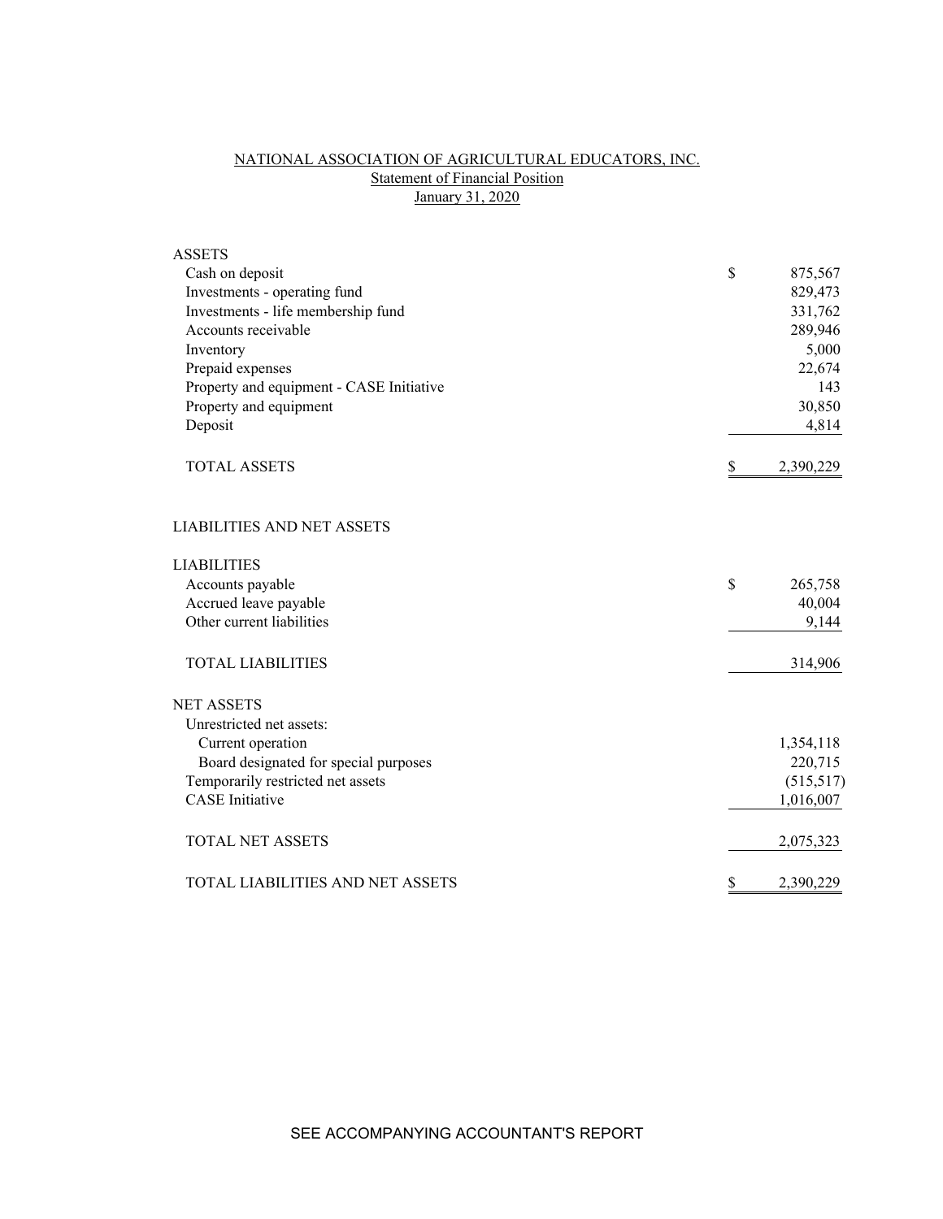# NATIONAL ASSOCIATION OF AGRICULTURAL EDUCATORS, INC.

## Statement of Financial Position

### January 31, 2020

| | | |
|---|---|---|
| **ASSETS** | | |
| Cash on deposit | $ | 875,567 |
| Investments - operating fund | | 829,473 |
| Investments - life membership fund | | 331,762 |
| Accounts receivable | | 289,946 |
| Inventory | | 5,000 |
| Prepaid expenses | | 22,674 |
| Property and equipment - CASE Initiative | | 143 |
| Property and equipment | | 30,850 |
| Deposit | | 4,814 |
| TOTAL ASSETS | $ | 2,390,229 |
| | | |
| **LIABILITIES AND NET ASSETS** | | |
| | | |
| **LIABILITIES** | | |
| Accounts payable | $ | 265,758 |
| Accrued leave payable | | 40,004 |
| Other current liabilities | | 9,144 |
| TOTAL LIABILITIES | | 314,906 |
| | | |
| **NET ASSETS** | | |
| Unrestricted net assets: | | |
| Current operation | | 1,354,118 |
| Board designated for special purposes | | 220,715 |
| Temporarily restricted net assets | | (515,517) |
| CASE Initiative | | 1,016,007 |
| TOTAL NET ASSETS | | 2,075,323 |
| TOTAL LIABILITIES AND NET ASSETS | $ | 2,390,229 |

SEE ACCOMPANYING ACCOUNTANT'S REPORT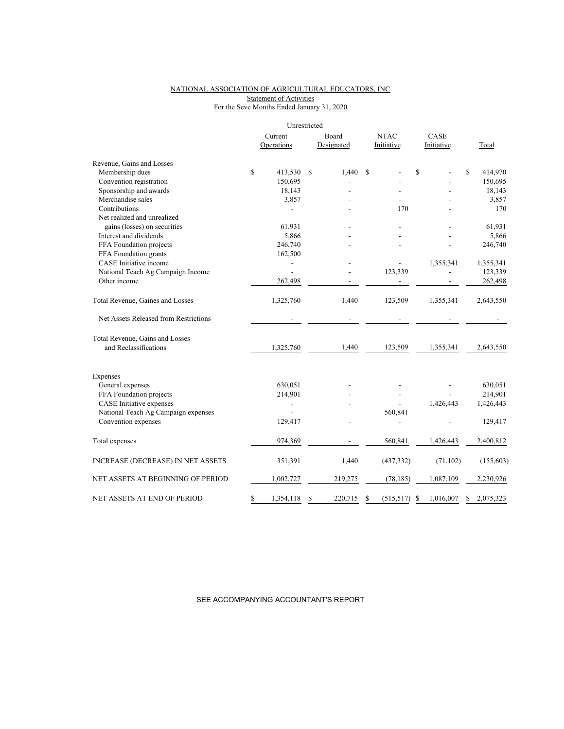NATIONAL ASSOCIATION OF AGRICULTURAL EDUCATORS, INC.
Statement of Activities
For the Seve Months Ended January 31, 2020

| | Unrestricted | | | | |
|---|---|---|---|---|---|
| | Current Operations | Board Designated | NTAC Initiative | CASE Initiative | Total |
| Revenue, Gains and Losses | | | | | |
| Membership dues | $ 413,530 | $ 1,440 | $ - | $ - | $ 414,970 |
| Convention registration | 150,695 | - | - | - | 150,695 |
| Sponsorship and awards | 18,143 | - | - | - | 18,143 |
| Merchandise sales | 3,857 | - | - | - | 3,857 |
| Contributions | - | - | 170 | - | 170 |
| Net realized and unrealized gains (losses) on securities | 61,931 | - | - | - | 61,931 |
| Interest and dividends | 5,866 | - | - | - | 5,866 |
| FFA Foundation projects | 246,740 | - | - | - | 246,740 |
| FFA Foundation grants | 162,500 | | | | |
| CASE Initiative income | - | - | - | 1,355,341 | 1,355,341 |
| National Teach Ag Campaign Income | - | - | 123,339 | - | 123,339 |
| Other income | 262,498 | - | - | - | 262,498 |
| Total Revenue, Gaines and Losses | 1,325,760 | 1,440 | 123,509 | 1,355,341 | 2,643,550 |
| Net Assets Released from Restrictions | - | - | - | - | - |
| Total Revenue, Gains and Losses and Reclassifications | 1,325,760 | 1,440 | 123,509 | 1,355,341 | 2,643,550 |
| Expenses | | | | | |
| General expenses | 630,051 | - | - | - | 630,051 |
| FFA Foundation projects | 214,901 | - | - | - | 214,901 |
| CASE Initiative expenses | - | - | - | 1,426,443 | 1,426,443 |
| National Teach Ag Campaign expenses | - | | 560,841 | | |
| Convention expenses | 129,417 | - | - | - | 129,417 |
| Total expenses | 974,369 | - | 560,841 | 1,426,443 | 2,400,812 |
| INCREASE (DECREASE) IN NET ASSETS | 351,391 | 1,440 | (437,332) | (71,102) | (155,603) |
| NET ASSETS AT BEGINNING OF PERIOD | 1,002,727 | 219,275 | (78,185) | 1,087,109 | 2,230,926 |
| NET ASSETS AT END OF PERIOD | $ 1,354,118 | $ 220,715 | $ (515,517) | $ 1,016,007 | $ 2,075,323 |

SEE ACCOMPANYING ACCOUNTANT'S REPORT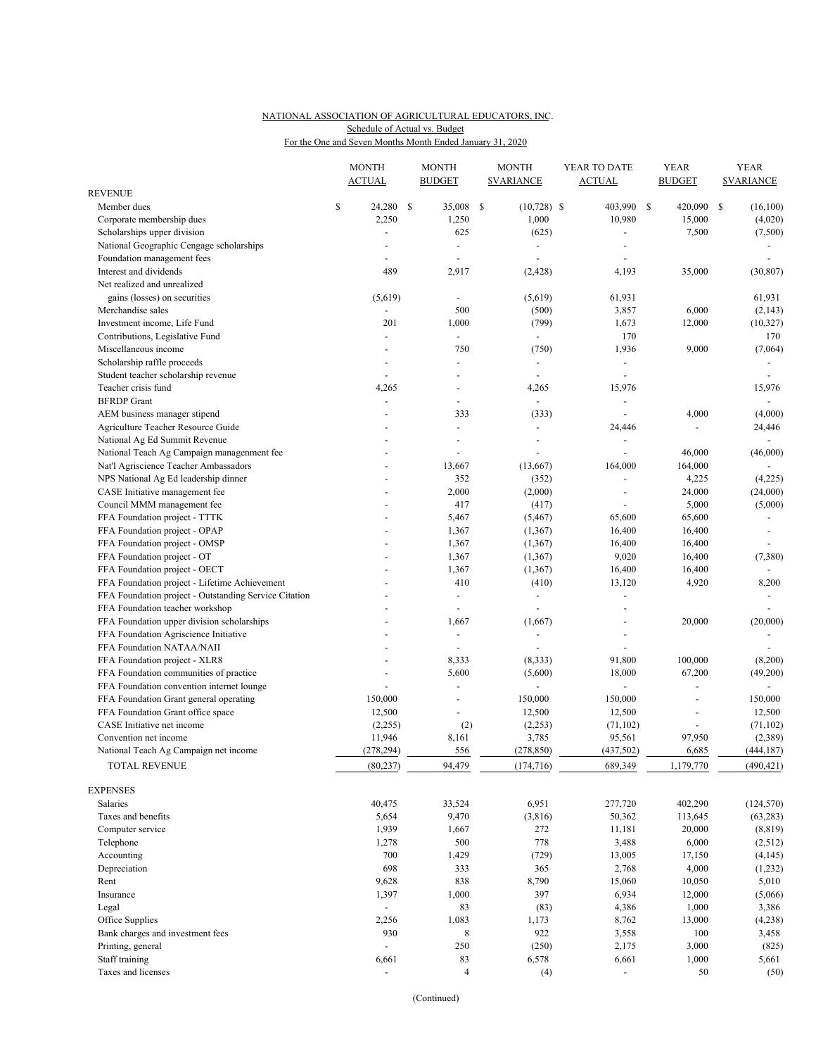NATIONAL ASSOCIATION OF AGRICULTURAL EDUCATORS, INC.
Schedule of Actual vs. Budget
For the One and Seven Months Month Ended January 31, 2020

| | MONTH ACTUAL | MONTH BUDGET | MONTH $VARIANCE | YEAR TO DATE ACTUAL | YEAR BUDGET | YEAR $VARIANCE |
|---|---|---|---|---|---|---|
| REVENUE | | | | | | |
| Member dues | $ 24,280 | $ 35,008 | $ (10,728) | $ 403,990 | $ 420,090 | $ (16,100) |
| Corporate membership dues | 2,250 | 1,250 | 1,000 | 10,980 | 15,000 | (4,020) |
| Scholarships upper division | - | 625 | (625) | - | 7,500 | (7,500) |
| National Geographic Cengage scholarships | - | - | - | - | | - |
| Foundation management fees | - | - | - | - | | - |
| Interest and dividends | 489 | 2,917 | (2,428) | 4,193 | 35,000 | (30,807) |
| Net realized and unrealized gains (losses) on securities | (5,619) | - | (5,619) | 61,931 | | 61,931 |
| Merchandise sales | - | 500 | (500) | 3,857 | 6,000 | (2,143) |
| Investment income, Life Fund | 201 | 1,000 | (799) | 1,673 | 12,000 | (10,327) |
| Contributions, Legislative Fund | - | - | - | 170 | | 170 |
| Miscellaneous income | - | 750 | (750) | 1,936 | 9,000 | (7,064) |
| Scholarship raffle proceeds | - | - | - | - | | - |
| Student teacher scholarship revenue | - | - | - | - | | - |
| Teacher crisis fund | 4,265 | - | 4,265 | 15,976 | | 15,976 |
| BFRDP Grant | - | - | - | - | | - |
| AEM business manager stipend | - | 333 | (333) | - | 4,000 | (4,000) |
| Agriculture Teacher Resource Guide | - | - | - | 24,446 | - | 24,446 |
| National Ag Ed Summit Revenue | - | - | - | - | | - |
| National Teach Ag Campaign managenment fee | - | - | - | - | 46,000 | (46,000) |
| Nat'l Agriscience Teacher Ambassadors | - | 13,667 | (13,667) | 164,000 | 164,000 | - |
| NPS National Ag Ed leadership dinner | - | 352 | (352) | - | 4,225 | (4,225) |
| CASE Initiative management fee | - | 2,000 | (2,000) | - | 24,000 | (24,000) |
| Council MMM management fee | - | 417 | (417) | - | 5,000 | (5,000) |
| FFA Foundation project - TTTK | - | 5,467 | (5,467) | 65,600 | 65,600 | - |
| FFA Foundation project - OPAP | - | 1,367 | (1,367) | 16,400 | 16,400 | - |
| FFA Foundation project - OMSP | - | 1,367 | (1,367) | 16,400 | 16,400 | - |
| FFA Foundation project - OT | - | 1,367 | (1,367) | 9,020 | 16,400 | (7,380) |
| FFA Foundation project - OECT | - | 1,367 | (1,367) | 16,400 | 16,400 | - |
| FFA Foundation project - Lifetime Achievement | - | 410 | (410) | 13,120 | 4,920 | 8,200 |
| FFA Foundation project - Outstanding Service Citation | - | - | - | - | | - |
| FFA Foundation teacher workshop | - | - | - | - | | - |
| FFA Foundation upper division scholarships | - | 1,667 | (1,667) | - | 20,000 | (20,000) |
| FFA Foundation Agriscience Initiative | - | - | - | - | | - |
| FFA Foundation NATAA/NAII | - | - | - | - | | - |
| FFA Foundation project - XLR8 | - | 8,333 | (8,333) | 91,800 | 100,000 | (8,200) |
| FFA Foundation communities of practice | - | 5,600 | (5,600) | 18,000 | 67,200 | (49,200) |
| FFA Foundation convention internet lounge | - | - | - | - | - | - |
| FFA Foundation Grant general operating | 150,000 | - | 150,000 | 150,000 | - | 150,000 |
| FFA Foundation Grant office space | 12,500 | - | 12,500 | 12,500 | - | 12,500 |
| CASE Initiative net income | (2,255) | (2) | (2,253) | (71,102) | - | (71,102) |
| Convention net income | 11,946 | 8,161 | 3,785 | 95,561 | 97,950 | (2,389) |
| National Teach Ag Campaign net income | (278,294) | 556 | (278,850) | (437,502) | 6,685 | (444,187) |
| TOTAL REVENUE | (80,237) | 94,479 | (174,716) | 689,349 | 1,179,770 | (490,421) |
| EXPENSES | | | | | | |
| Salaries | 40,475 | 33,524 | 6,951 | 277,720 | 402,290 | (124,570) |
| Taxes and benefits | 5,654 | 9,470 | (3,816) | 50,362 | 113,645 | (63,283) |
| Computer service | 1,939 | 1,667 | 272 | 11,181 | 20,000 | (8,819) |
| Telephone | 1,278 | 500 | 778 | 3,488 | 6,000 | (2,512) |
| Accounting | 700 | 1,429 | (729) | 13,005 | 17,150 | (4,145) |
| Depreciation | 698 | 333 | 365 | 2,768 | 4,000 | (1,232) |
| Rent | 9,628 | 838 | 8,790 | 15,060 | 10,050 | 5,010 |
| Insurance | 1,397 | 1,000 | 397 | 6,934 | 12,000 | (5,066) |
| Legal | - | 83 | (83) | 4,386 | 1,000 | 3,386 |
| Office Supplies | 2,256 | 1,083 | 1,173 | 8,762 | 13,000 | (4,238) |
| Bank charges and investment fees | 930 | 8 | 922 | 3,558 | 100 | 3,458 |
| Printing, general | - | 250 | (250) | 2,175 | 3,000 | (825) |
| Staff training | 6,661 | 83 | 6,578 | 6,661 | 1,000 | 5,661 |
| Taxes and licenses | - | 4 | (4) | - | 50 | (50) |

(Continued)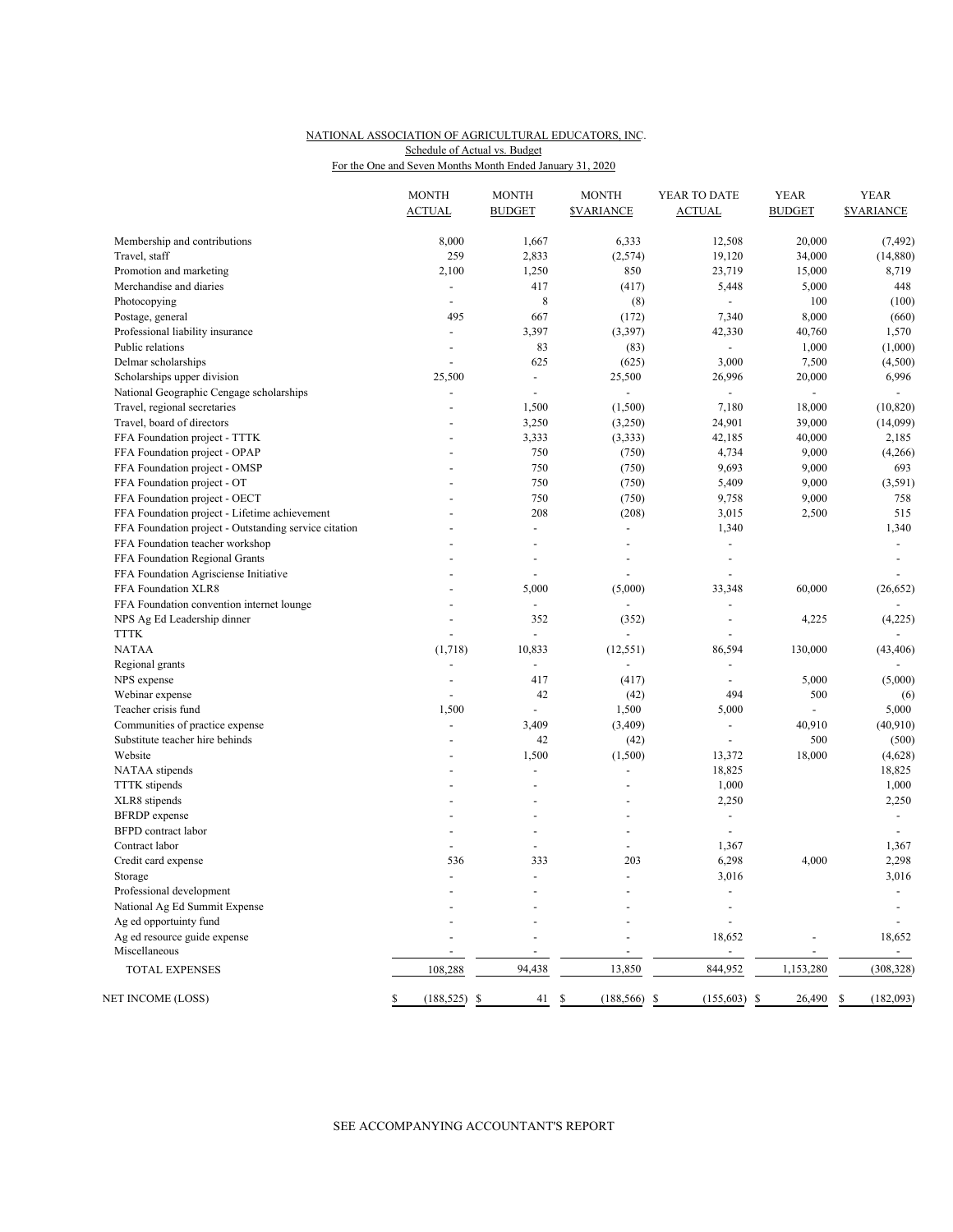NATIONAL ASSOCIATION OF AGRICULTURAL EDUCATORS, INC.
Schedule of Actual vs. Budget
For the One and Seven Months Month Ended January 31, 2020

| | MONTH ACTUAL | MONTH BUDGET | MONTH $VARIANCE | YEAR TO DATE ACTUAL | YEAR BUDGET | YEAR $VARIANCE |
|---|---|---|---|---|---|---|
| Membership and contributions | 8,000 | 1,667 | 6,333 | 12,508 | 20,000 | (7,492) |
| Travel, staff | 259 | 2,833 | (2,574) | 19,120 | 34,000 | (14,880) |
| Promotion and marketing | 2,100 | 1,250 | 850 | 23,719 | 15,000 | 8,719 |
| Merchandise and diaries | - | 417 | (417) | 5,448 | 5,000 | 448 |
| Photocopying | - | 8 | (8) | - | 100 | (100) |
| Postage, general | 495 | 667 | (172) | 7,340 | 8,000 | (660) |
| Professional liability insurance | - | 3,397 | (3,397) | 42,330 | 40,760 | 1,570 |
| Public relations | - | 83 | (83) | - | 1,000 | (1,000) |
| Delmar scholarships | - | 625 | (625) | 3,000 | 7,500 | (4,500) |
| Scholarships upper division | 25,500 | - | 25,500 | 26,996 | 20,000 | 6,996 |
| National Geographic Cengage scholarships | - | - | - | - | - | - |
| Travel, regional secretaries | - | 1,500 | (1,500) | 7,180 | 18,000 | (10,820) |
| Travel, board of directors | - | 3,250 | (3,250) | 24,901 | 39,000 | (14,099) |
| FFA Foundation project - TTTK | - | 3,333 | (3,333) | 42,185 | 40,000 | 2,185 |
| FFA Foundation project - OPAP | - | 750 | (750) | 4,734 | 9,000 | (4,266) |
| FFA Foundation project - OMSP | - | 750 | (750) | 9,693 | 9,000 | 693 |
| FFA Foundation project - OT | - | 750 | (750) | 5,409 | 9,000 | (3,591) |
| FFA Foundation project - OECT | - | 750 | (750) | 9,758 | 9,000 | 758 |
| FFA Foundation project - Lifetime achievement | - | 208 | (208) | 3,015 | 2,500 | 515 |
| FFA Foundation project - Outstanding service citation | - | - | - | 1,340 | | 1,340 |
| FFA Foundation teacher workshop | - | - | - | - | | - |
| FFA Foundation Regional Grants | - | - | - | - | | - |
| FFA Foundation Agrisciense Initiative | - | - | - | - | | - |
| FFA Foundation XLR8 | - | 5,000 | (5,000) | 33,348 | 60,000 | (26,652) |
| FFA Foundation convention internet lounge | - | - | - | - | | - |
| NPS Ag Ed Leadership dinner | - | 352 | (352) | - | 4,225 | (4,225) |
| TTTK | - | - | - | - | | - |
| NATAA | (1,718) | 10,833 | (12,551) | 86,594 | 130,000 | (43,406) |
| Regional grants | - | - | - | - | | - |
| NPS expense | - | 417 | (417) | - | 5,000 | (5,000) |
| Webinar expense | - | 42 | (42) | 494 | 500 | (6) |
| Teacher crisis fund | 1,500 | - | 1,500 | 5,000 | - | 5,000 |
| Communities of practice expense | - | 3,409 | (3,409) | - | 40,910 | (40,910) |
| Substitute teacher hire behinds | - | 42 | (42) | - | 500 | (500) |
| Website | - | 1,500 | (1,500) | 13,372 | 18,000 | (4,628) |
| NATAA stipends | - | - | - | 18,825 | | 18,825 |
| TTTK stipends | - | - | - | 1,000 | | 1,000 |
| XLR8 stipends | - | - | - | 2,250 | | 2,250 |
| BFRDP expense | - | - | - | - | | - |
| BFPD contract labor | - | - | - | - | | - |
| Contract labor | - | - | - | 1,367 | | 1,367 |
| Credit card expense | 536 | 333 | 203 | 6,298 | 4,000 | 2,298 |
| Storage | - | - | - | 3,016 | | 3,016 |
| Professional development | - | - | - | - | | - |
| National Ag Ed Summit Expense | - | - | - | - | | - |
| Ag ed opportuinty fund | - | - | - | - | | - |
| Ag ed resource guide expense | - | - | - | 18,652 | - | 18,652 |
| Miscellaneous | - | - | - | - | - | - |
| TOTAL EXPENSES | 108,288 | 94,438 | 13,850 | 844,952 | 1,153,280 | (308,328) |
| NET INCOME (LOSS) | $ (188,525) | $ 41 | $ (188,566) | $ (155,603) | $ 26,490 | $ (182,093) |

SEE ACCOMPANYING ACCOUNTANT'S REPORT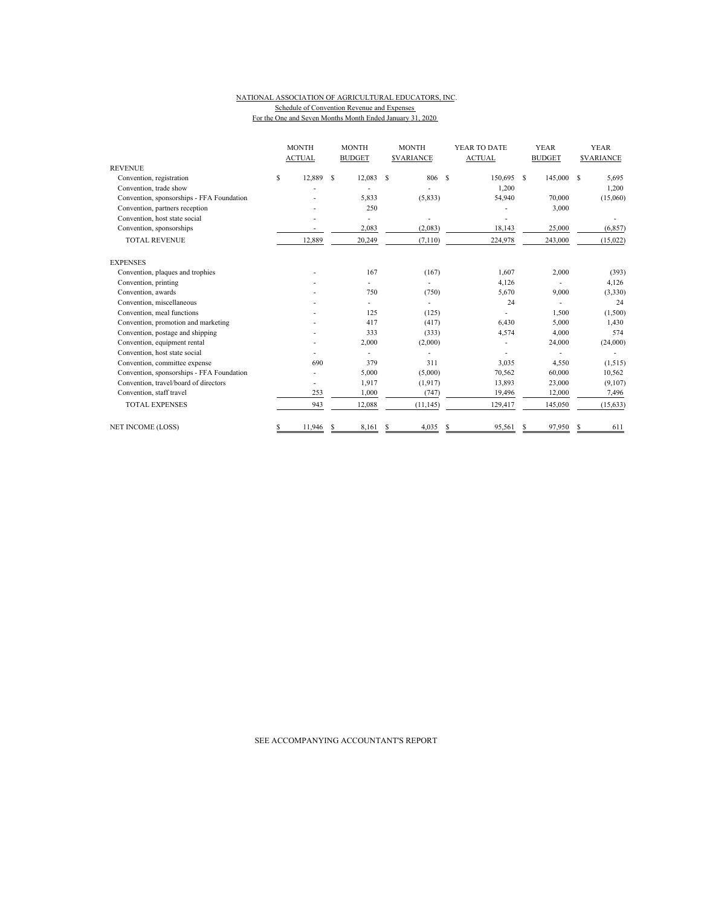NATIONAL ASSOCIATION OF AGRICULTURAL EDUCATORS, INC.
Schedule of Convention Revenue and Expenses
For the One and Seven Months Month Ended January 31, 2020

| | MONTH ACTUAL | MONTH BUDGET | MONTH $VARIANCE | YEAR TO DATE ACTUAL | YEAR BUDGET | YEAR $VARIANCE |
|---|---|---|---|---|---|---|
| REVENUE | | | | | | |
| Convention, registration | $ 12,889 | $ 12,083 | $ 806 | $ 150,695 | $ 145,000 | $ 5,695 |
| Convention, trade show | - | - | - | 1,200 | | 1,200 |
| Convention, sponsorships - FFA Foundation | - | 5,833 | (5,833) | 54,940 | 70,000 | (15,060) |
| Convention, partners reception | - | 250 | | - | 3,000 | |
| Convention, host state social | - | - | - | - | | - |
| Convention, sponsorships | - | 2,083 | (2,083) | 18,143 | 25,000 | (6,857) |
| TOTAL REVENUE | 12,889 | 20,249 | (7,110) | 224,978 | 243,000 | (15,022) |
| EXPENSES | | | | | | |
| Convention, plaques and trophies | - | 167 | (167) | 1,607 | 2,000 | (393) |
| Convention, printing | - | - | - | 4,126 | - | 4,126 |
| Convention, awards | - | 750 | (750) | 5,670 | 9,000 | (3,330) |
| Convention, miscellaneous | - | - | - | 24 | - | 24 |
| Convention, meal functions | - | 125 | (125) | - | 1,500 | (1,500) |
| Convention, promotion and marketing | - | 417 | (417) | 6,430 | 5,000 | 1,430 |
| Convention, postage and shipping | - | 333 | (333) | 4,574 | 4,000 | 574 |
| Convention, equipment rental | - | 2,000 | (2,000) | - | 24,000 | (24,000) |
| Convention, host state social | - | - | - | - | - | - |
| Convention, committee expense | 690 | 379 | 311 | 3,035 | 4,550 | (1,515) |
| Convention, sponsorships - FFA Foundation | - | 5,000 | (5,000) | 70,562 | 60,000 | 10,562 |
| Convention, travel/board of directors | - | 1,917 | (1,917) | 13,893 | 23,000 | (9,107) |
| Convention, staff travel | 253 | 1,000 | (747) | 19,496 | 12,000 | 7,496 |
| TOTAL EXPENSES | 943 | 12,088 | (11,145) | 129,417 | 145,050 | (15,633) |
| NET INCOME (LOSS) | $ 11,946 | $ 8,161 | $ 4,035 | $ 95,561 | $ 97,950 | $ 611 |

SEE ACCOMPANYING ACCOUNTANT'S REPORT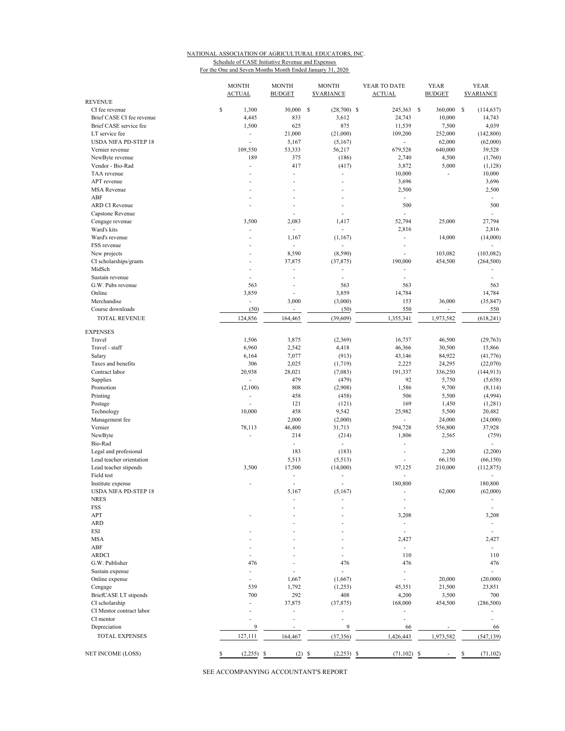NATIONAL ASSOCIATION OF AGRICULTURAL EDUCATORS, INC.
Schedule of CASE Initiative Revenue and Expenses
For the One and Seven Months Month Ended January 31, 2020

| | MONTH ACTUAL | MONTH BUDGET | MONTH $VARIANCE | YEAR TO DATE ACTUAL | YEAR BUDGET | YEAR $VARIANCE |
|---|---|---|---|---|---|---|
| REVENUE | | | | | | |
| CI fee revenue | $ 1,300 | 30,000 | $ (28,700) | $ 245,363 | $ 360,000 | $ (114,637) |
| Brief CASE CI fee revenue | 4,445 | 833 | 3,612 | 24,743 | 10,000 | 14,743 |
| Brief CASE service fee | 1,500 | 625 | 875 | 11,539 | 7,500 | 4,039 |
| LT service fee | - | 21,000 | (21,000) | 109,200 | 252,000 | (142,800) |
| USDA NIFA PD-STEP 18 | - | 5,167 | (5,167) | - | 62,000 | (62,000) |
| Vernier revenue | 109,550 | 53,333 | 56,217 | 679,528 | 640,000 | 39,528 |
| NewByte revenue | 189 | 375 | (186) | 2,740 | 4,500 | (1,760) |
| Vendor - Bio-Rad | - | 417 | (417) | 3,872 | 5,000 | (1,128) |
| TAA revenue | - | - | - | 10,000 | - | 10,000 |
| APT revenue | - | - | - | 3,696 | | 3,696 |
| MSA Revenue | - | - | - | 2,500 | | 2,500 |
| ABF | - | - | - | - | | - |
| ARD CI Revenue | - | - | - | 500 | | 500 |
| Capstone Revenue | | - | - | - | | - |
| Cengage revenue | 3,500 | 2,083 | 1,417 | 52,794 | 25,000 | 27,794 |
| Ward's kits | - | - | - | 2,816 | | 2,816 |
| Ward's revenue | - | 1,167 | (1,167) | - | 14,000 | (14,000) |
| FSS revenue | - | - | - | - | | - |
| New projects | - | 8,590 | (8,590) | - | 103,082 | (103,082) |
| CI scholarships/grants | - | 37,875 | (37,875) | 190,000 | 454,500 | (264,500) |
| MidSch | - | - | - | - | | - |
| Sustain revenue | - | - | - | - | | - |
| G.W. Pubs revenue | 563 | - | 563 | 563 | | 563 |
| Online | 3,859 | - | 3,859 | 14,784 | | 14,784 |
| Merchandise | - | 3,000 | (3,000) | 153 | 36,000 | (35,847) |
| Course downloads | (50) | - | (50) | 550 | - | 550 |
| TOTAL REVENUE | 124,856 | 164,465 | (39,609) | 1,355,341 | 1,973,582 | (618,241) |
| EXPENSES | | | | | | |
| Travel | 1,506 | 3,875 | (2,369) | 16,737 | 46,500 | (29,763) |
| Travel - staff | 6,960 | 2,542 | 4,418 | 46,366 | 30,500 | 15,866 |
| Salary | 6,164 | 7,077 | (913) | 43,146 | 84,922 | (41,776) |
| Taxes and benefits | 306 | 2,025 | (1,719) | 2,225 | 24,295 | (22,070) |
| Contract labor | 20,938 | 28,021 | (7,083) | 191,337 | 336,250 | (144,913) |
| Supplies | - | 479 | (479) | 92 | 5,750 | (5,658) |
| Promotion | (2,100) | 808 | (2,908) | 1,586 | 9,700 | (8,114) |
| Printing | - | 458 | (458) | 506 | 5,500 | (4,994) |
| Postage | - | 121 | (121) | 169 | 1,450 | (1,281) |
| Technology | 10,000 | 458 | 9,542 | 25,982 | 5,500 | 20,482 |
| Management fee | | 2,000 | (2,000) | - | 24,000 | (24,000) |
| Vernier | 78,113 | 46,400 | 31,713 | 594,728 | 556,800 | 37,928 |
| NewByte | - | 214 | (214) | 1,806 | 2,565 | (759) |
| Bio-Rad | | - | - | - | | - |
| Legal and profesional | | 183 | (183) | - | 2,200 | (2,200) |
| Lead teacher orientation | | 5,513 | (5,513) | - | 66,150 | (66,150) |
| Lead teacher stipends | 3,500 | 17,500 | (14,000) | 97,125 | 210,000 | (112,875) |
| Field test | | - | - | - | | - |
| Institute expense | - | - | - | 180,800 | | 180,800 |
| USDA NIFA PD-STEP 18 | | 5,167 | (5,167) | - | 62,000 | (62,000) |
| NRES | | - | - | - | | - |
| FSS | | - | - | - | | - |
| APT | - | - | - | 3,208 | | 3,208 |
| ARD | | - | - | - | | - |
| ESI | - | - | - | - | | - |
| MSA | - | - | - | 2,427 | | 2,427 |
| ABF | - | - | - | - | | - |
| ARDCI | - | - | - | 110 | | 110 |
| G.W. Publisher | 476 | - | 476 | 476 | | 476 |
| Sustain expense | - | - | - | - | | - |
| Online expense | - | 1,667 | (1,667) | - | 20,000 | (20,000) |
| Cengage | 539 | 1,792 | (1,253) | 45,351 | 21,500 | 23,851 |
| BriefCASE LT stipends | 700 | 292 | 408 | 4,200 | 3,500 | 700 |
| CI scholarship | - | 37,875 | (37,875) | 168,000 | 454,500 | (286,500) |
| CI Mentor contract labor | - | - | - | - | | - |
| CI mentor | - | - | - | - | | - |
| Depreciation | 9 | - | 9 | 66 | - | 66 |
| TOTAL EXPENSES | 127,111 | 164,467 | (37,356) | 1,426,443 | 1,973,582 | (547,139) |
| NET INCOME (LOSS) | $ (2,255) | $ (2) | $ (2,253) | $ (71,102) | $ - | $ (71,102) |

SEE ACCOMPANYING ACCOUNTANT'S REPORT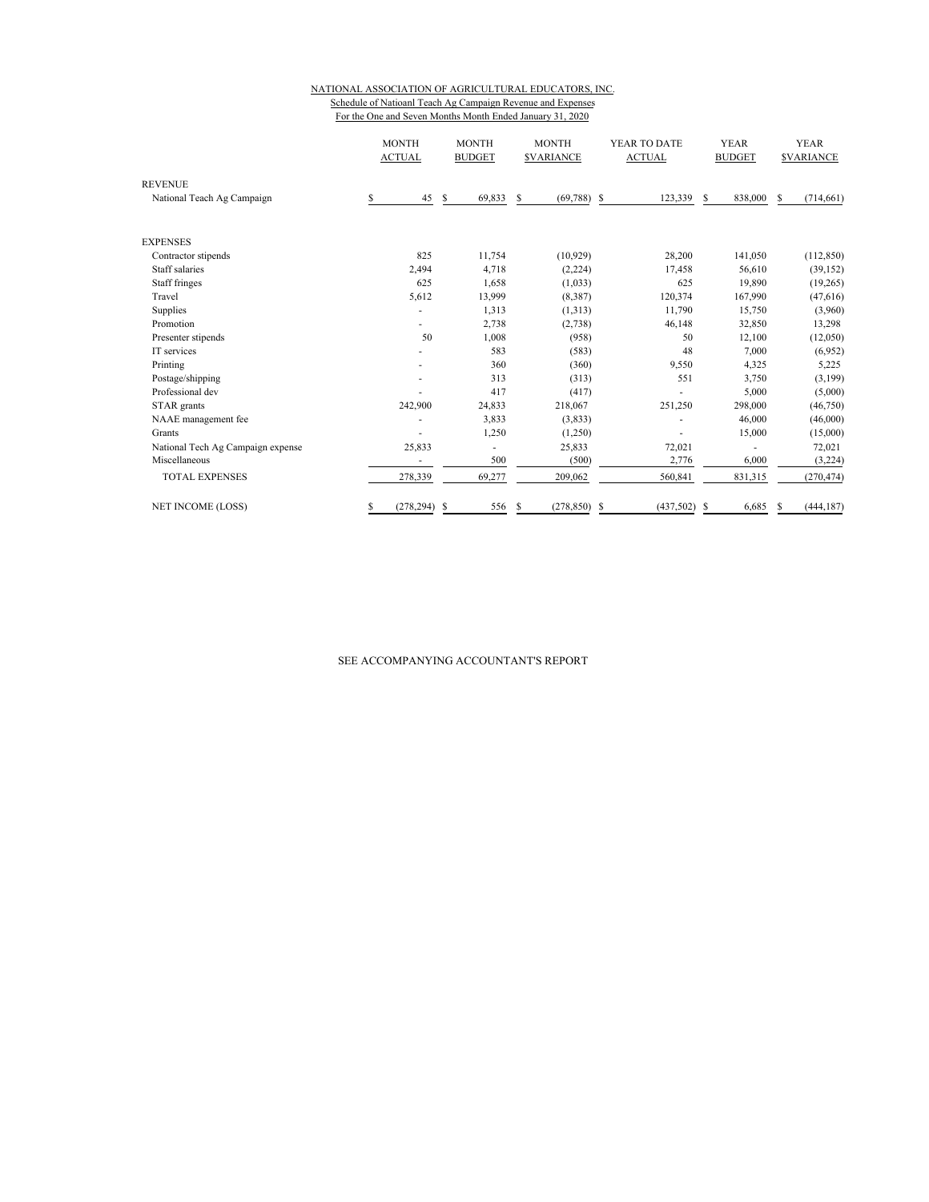NATIONAL ASSOCIATION OF AGRICULTURAL EDUCATORS, INC.
Schedule of Natioanl Teach Ag Campaign Revenue and Expenses
For the One and Seven Months Month Ended January 31, 2020

| | MONTH ACTUAL | MONTH BUDGET | MONTH $VARIANCE | YEAR TO DATE ACTUAL | YEAR BUDGET | YEAR $VARIANCE |
|---|---|---|---|---|---|---|
| REVENUE | | | | | | |
| National Teach Ag Campaign | $ 45 | $ 69,833 | $ (69,788) | $ 123,339 | $ 838,000 | $ (714,661) |
| EXPENSES | | | | | | |
| Contractor stipends | 825 | 11,754 | (10,929) | 28,200 | 141,050 | (112,850) |
| Staff salaries | 2,494 | 4,718 | (2,224) | 17,458 | 56,610 | (39,152) |
| Staff fringes | 625 | 1,658 | (1,033) | 625 | 19,890 | (19,265) |
| Travel | 5,612 | 13,999 | (8,387) | 120,374 | 167,990 | (47,616) |
| Supplies | - | 1,313 | (1,313) | 11,790 | 15,750 | (3,960) |
| Promotion | - | 2,738 | (2,738) | 46,148 | 32,850 | 13,298 |
| Presenter stipends | 50 | 1,008 | (958) | 50 | 12,100 | (12,050) |
| IT services | - | 583 | (583) | 48 | 7,000 | (6,952) |
| Printing | - | 360 | (360) | 9,550 | 4,325 | 5,225 |
| Postage/shipping | - | 313 | (313) | 551 | 3,750 | (3,199) |
| Professional dev | - | 417 | (417) | - | 5,000 | (5,000) |
| STAR grants | 242,900 | 24,833 | 218,067 | 251,250 | 298,000 | (46,750) |
| NAAE management fee | - | 3,833 | (3,833) | - | 46,000 | (46,000) |
| Grants | - | 1,250 | (1,250) | - | 15,000 | (15,000) |
| National Tech Ag Campaign expense | 25,833 | - | 25,833 | 72,021 | - | 72,021 |
| Miscellaneous | - | 500 | (500) | 2,776 | 6,000 | (3,224) |
| TOTAL EXPENSES | 278,339 | 69,277 | 209,062 | 560,841 | 831,315 | (270,474) |
| NET INCOME (LOSS) | $ (278,294) | $ 556 | $ (278,850) | $ (437,502) | $ 6,685 | $ (444,187) |

SEE ACCOMPANYING ACCOUNTANT'S REPORT